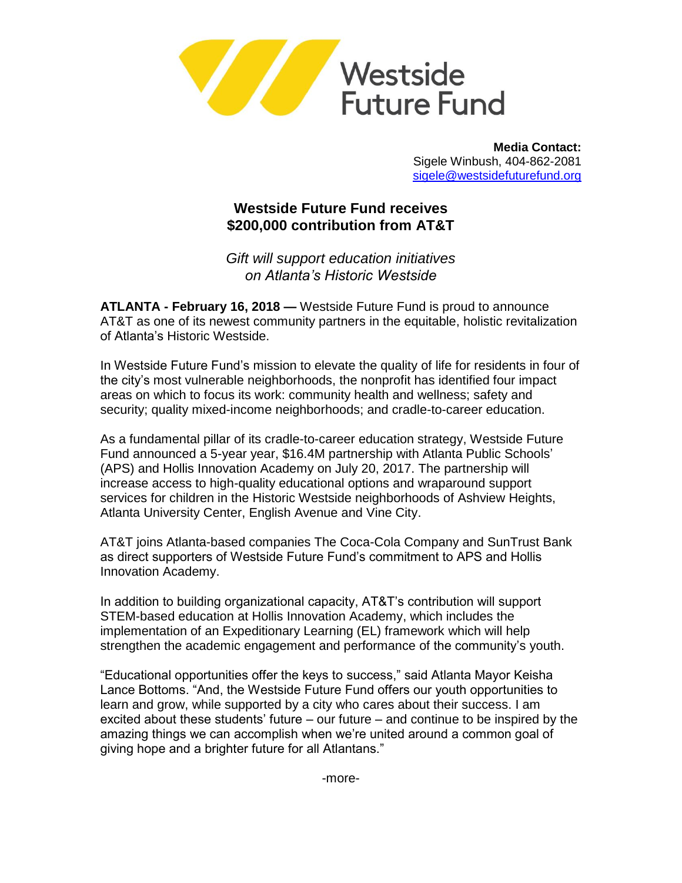Westside Future Fund

**Media Contact:**
Sigele Winbush, 404-862-2081
sigele@westsidefuturefund.org

# Westside Future Fund receives $200,000 contribution from AT&T

*Gift will support education initiatives on Atlanta's Historic Westside*

**ATLANTA - February 16, 2018 —** Westside Future Fund is proud to announce AT&T as one of its newest community partners in the equitable, holistic revitalization of Atlanta's Historic Westside.

In Westside Future Fund's mission to elevate the quality of life for residents in four of the city's most vulnerable neighborhoods, the nonprofit has identified four impact areas on which to focus its work: community health and wellness; safety and security; quality mixed-income neighborhoods; and cradle-to-career education.

As a fundamental pillar of its cradle-to-career education strategy, Westside Future Fund announced a 5-year year, $16.4M partnership with Atlanta Public Schools' (APS) and Hollis Innovation Academy on July 20, 2017. The partnership will increase access to high-quality educational options and wraparound support services for children in the Historic Westside neighborhoods of Ashview Heights, Atlanta University Center, English Avenue and Vine City.

AT&T joins Atlanta-based companies The Coca-Cola Company and SunTrust Bank as direct supporters of Westside Future Fund's commitment to APS and Hollis Innovation Academy.

In addition to building organizational capacity, AT&T's contribution will support STEM-based education at Hollis Innovation Academy, which includes the implementation of an Expeditionary Learning (EL) framework which will help strengthen the academic engagement and performance of the community's youth.

"Educational opportunities offer the keys to success," said Atlanta Mayor Keisha Lance Bottoms. "And, the Westside Future Fund offers our youth opportunities to learn and grow, while supported by a city who cares about their success. I am excited about these students' future – our future – and continue to be inspired by the amazing things we can accomplish when we're united around a common goal of giving hope and a brighter future for all Atlantans."

-more-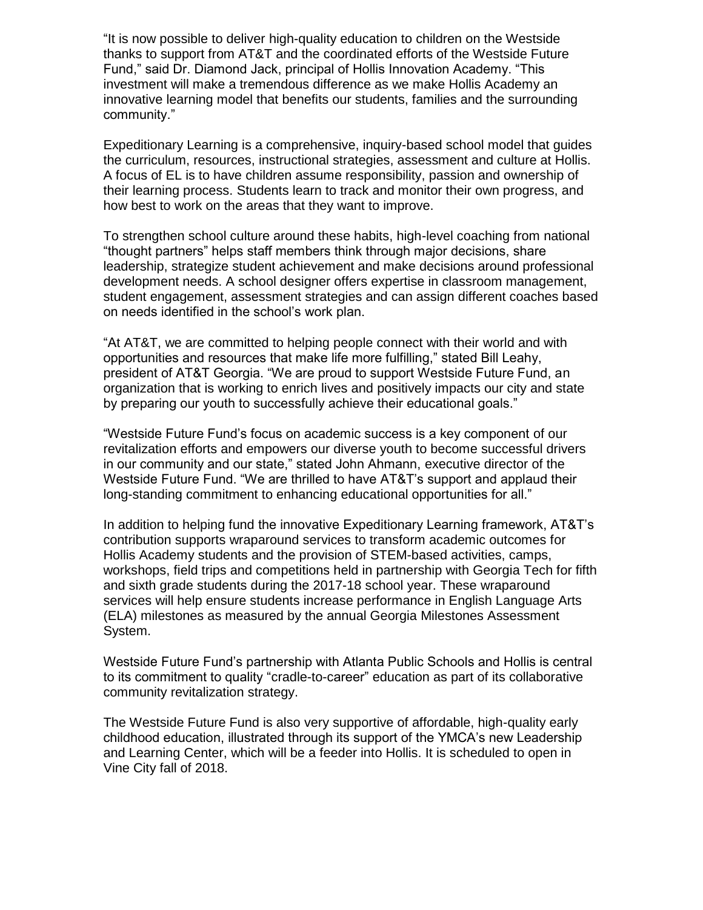"It is now possible to deliver high-quality education to children on the Westside thanks to support from AT&T and the coordinated efforts of the Westside Future Fund," said Dr. Diamond Jack, principal of Hollis Innovation Academy. "This investment will make a tremendous difference as we make Hollis Academy an innovative learning model that benefits our students, families and the surrounding community."

Expeditionary Learning is a comprehensive, inquiry-based school model that guides the curriculum, resources, instructional strategies, assessment and culture at Hollis. A focus of EL is to have children assume responsibility, passion and ownership of their learning process. Students learn to track and monitor their own progress, and how best to work on the areas that they want to improve.

To strengthen school culture around these habits, high-level coaching from national "thought partners" helps staff members think through major decisions, share leadership, strategize student achievement and make decisions around professional development needs. A school designer offers expertise in classroom management, student engagement, assessment strategies and can assign different coaches based on needs identified in the school's work plan.

"At AT&T, we are committed to helping people connect with their world and with opportunities and resources that make life more fulfilling," stated Bill Leahy, president of AT&T Georgia. "We are proud to support Westside Future Fund, an organization that is working to enrich lives and positively impacts our city and state by preparing our youth to successfully achieve their educational goals."

"Westside Future Fund's focus on academic success is a key component of our revitalization efforts and empowers our diverse youth to become successful drivers in our community and our state," stated John Ahmann, executive director of the Westside Future Fund. "We are thrilled to have AT&T's support and applaud their long-standing commitment to enhancing educational opportunities for all."

In addition to helping fund the innovative Expeditionary Learning framework, AT&T's contribution supports wraparound services to transform academic outcomes for Hollis Academy students and the provision of STEM-based activities, camps, workshops, field trips and competitions held in partnership with Georgia Tech for fifth and sixth grade students during the 2017-18 school year. These wraparound services will help ensure students increase performance in English Language Arts (ELA) milestones as measured by the annual Georgia Milestones Assessment System.

Westside Future Fund's partnership with Atlanta Public Schools and Hollis is central to its commitment to quality "cradle-to-career" education as part of its collaborative community revitalization strategy.

The Westside Future Fund is also very supportive of affordable, high-quality early childhood education, illustrated through its support of the YMCA's new Leadership and Learning Center, which will be a feeder into Hollis. It is scheduled to open in Vine City fall of 2018.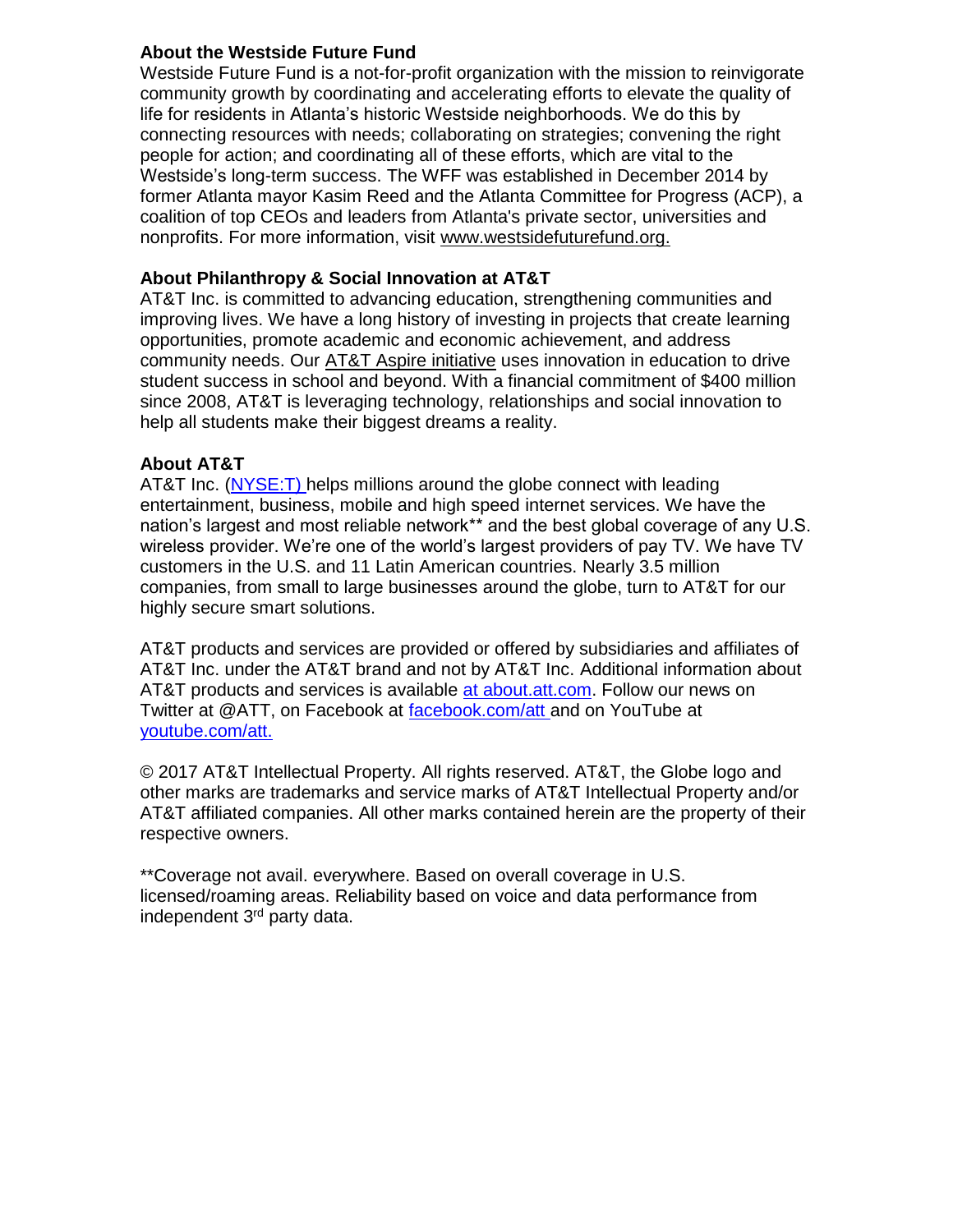### About the Westside Future Fund

Westside Future Fund is a not-for-profit organization with the mission to reinvigorate community growth by coordinating and accelerating efforts to elevate the quality of life for residents in Atlanta's historic Westside neighborhoods. We do this by connecting resources with needs; collaborating on strategies; convening the right people for action; and coordinating all of these efforts, which are vital to the Westside's long-term success. The WFF was established in December 2014 by former Atlanta mayor Kasim Reed and the Atlanta Committee for Progress (ACP), a coalition of top CEOs and leaders from Atlanta's private sector, universities and nonprofits. For more information, visit www.westsidefuturefund.org.

### About Philanthropy & Social Innovation at AT&T

AT&T Inc. is committed to advancing education, strengthening communities and improving lives. We have a long history of investing in projects that create learning opportunities, promote academic and economic achievement, and address community needs. Our AT&T Aspire initiative uses innovation in education to drive student success in school and beyond. With a financial commitment of $400 million since 2008, AT&T is leveraging technology, relationships and social innovation to help all students make their biggest dreams a reality.

### About AT&T

AT&T Inc. (NYSE:T) helps millions around the globe connect with leading entertainment, business, mobile and high speed internet services. We have the nation's largest and most reliable network** and the best global coverage of any U.S. wireless provider. We're one of the world's largest providers of pay TV. We have TV customers in the U.S. and 11 Latin American countries. Nearly 3.5 million companies, from small to large businesses around the globe, turn to AT&T for our highly secure smart solutions.

AT&T products and services are provided or offered by subsidiaries and affiliates of AT&T Inc. under the AT&T brand and not by AT&T Inc. Additional information about AT&T products and services is available at about.att.com. Follow our news on Twitter at @ATT, on Facebook at facebook.com/att and on YouTube at youtube.com/att.

© 2017 AT&T Intellectual Property. All rights reserved. AT&T, the Globe logo and other marks are trademarks and service marks of AT&T Intellectual Property and/or AT&T affiliated companies. All other marks contained herein are the property of their respective owners.

**Coverage not avail. everywhere. Based on overall coverage in U.S. licensed/roaming areas. Reliability based on voice and data performance from independent 3rd party data.